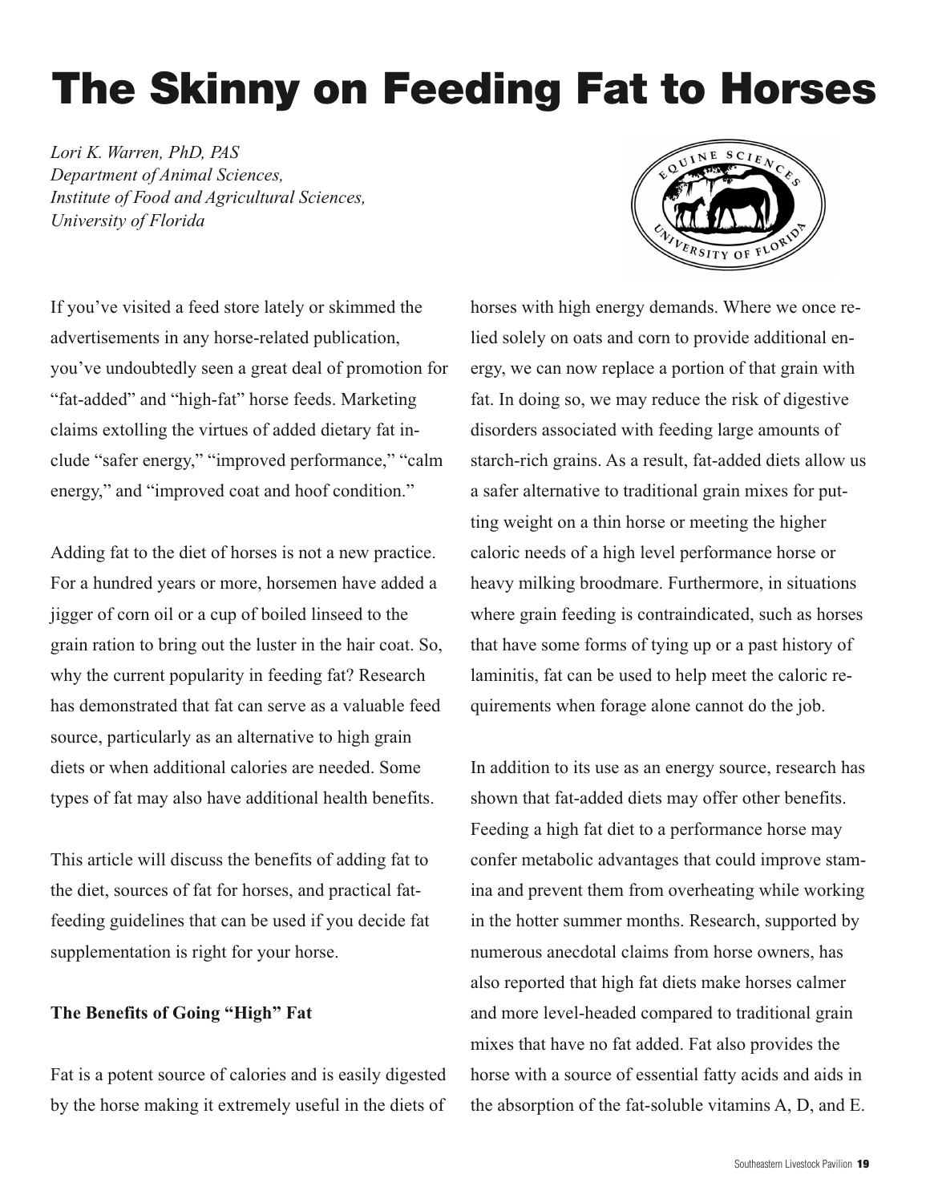# The Skinny on Feeding Fat to Horses

*Lori K. Warren, PhD, PAS*
*Department of Animal Sciences,*
*Institute of Food and Agricultural Sciences,*
*University of Florida*

If you've visited a feed store lately or skimmed the advertisements in any horse-related publication, you've undoubtedly seen a great deal of promotion for "fat-added" and "high-fat" horse feeds. Marketing claims extolling the virtues of added dietary fat include "safer energy," "improved performance," "calm energy," and "improved coat and hoof condition."

Adding fat to the diet of horses is not a new practice. For a hundred years or more, horsemen have added a jigger of corn oil or a cup of boiled linseed to the grain ration to bring out the luster in the hair coat. So, why the current popularity in feeding fat? Research has demonstrated that fat can serve as a valuable feed source, particularly as an alternative to high grain diets or when additional calories are needed. Some types of fat may also have additional health benefits.

This article will discuss the benefits of adding fat to the diet, sources of fat for horses, and practical fat-feeding guidelines that can be used if you decide fat supplementation is right for your horse.

**The Benefits of Going "High" Fat**

Fat is a potent source of calories and is easily digested by the horse making it extremely useful in the diets of horses with high energy demands. Where we once relied solely on oats and corn to provide additional energy, we can now replace a portion of that grain with fat. In doing so, we may reduce the risk of digestive disorders associated with feeding large amounts of starch-rich grains. As a result, fat-added diets allow us a safer alternative to traditional grain mixes for putting weight on a thin horse or meeting the higher caloric needs of a high level performance horse or heavy milking broodmare. Furthermore, in situations where grain feeding is contraindicated, such as horses that have some forms of tying up or a past history of laminitis, fat can be used to help meet the caloric requirements when forage alone cannot do the job.

In addition to its use as an energy source, research has shown that fat-added diets may offer other benefits. Feeding a high fat diet to a performance horse may confer metabolic advantages that could improve stamina and prevent them from overheating while working in the hotter summer months. Research, supported by numerous anecdotal claims from horse owners, has also reported that high fat diets make horses calmer and more level-headed compared to traditional grain mixes that have no fat added. Fat also provides the horse with a source of essential fatty acids and aids in the absorption of the fat-soluble vitamins A, D, and E.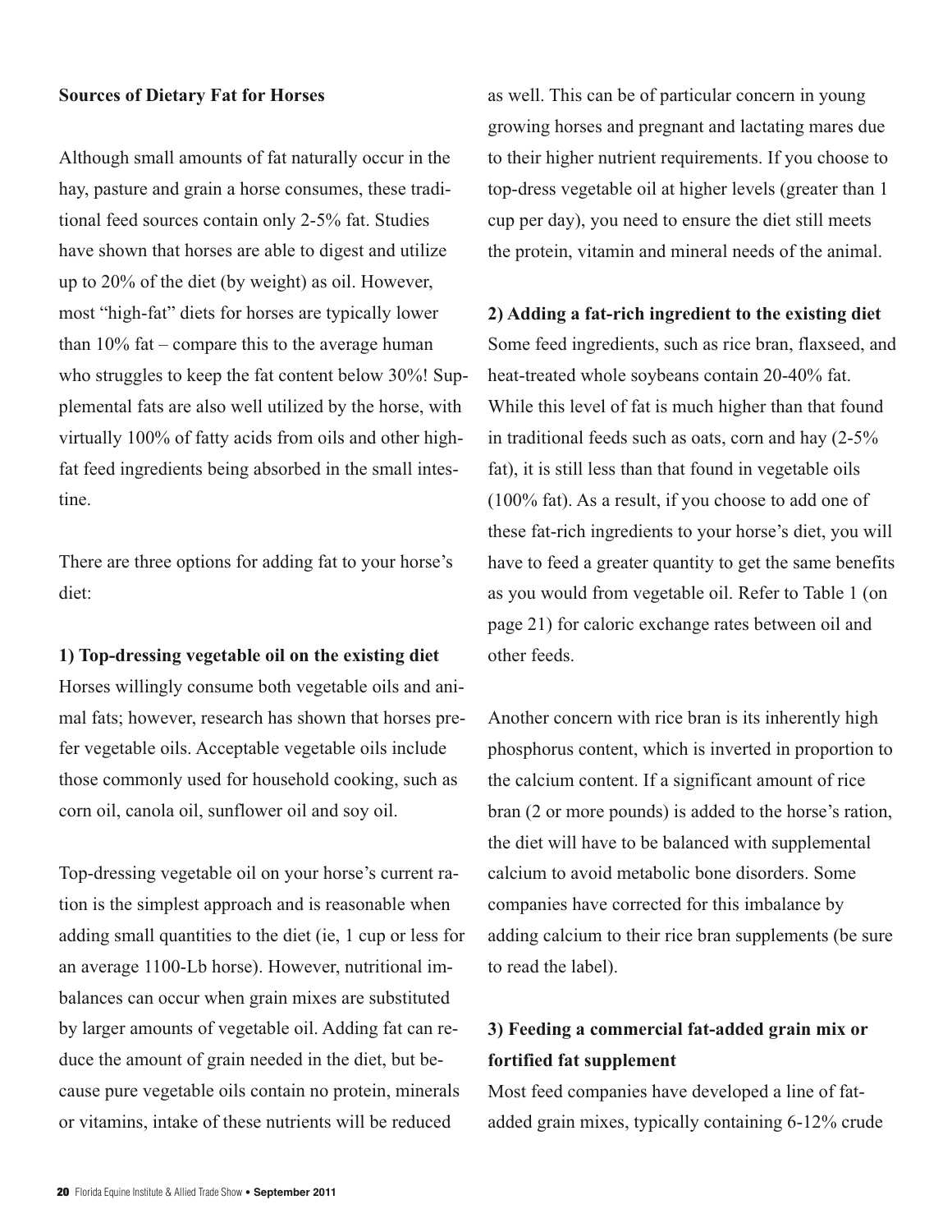## Sources of Dietary Fat for Horses

Although small amounts of fat naturally occur in the hay, pasture and grain a horse consumes, these traditional feed sources contain only 2-5% fat. Studies have shown that horses are able to digest and utilize up to 20% of the diet (by weight) as oil. However, most "high-fat" diets for horses are typically lower than 10% fat – compare this to the average human who struggles to keep the fat content below 30%! Supplemental fats are also well utilized by the horse, with virtually 100% of fatty acids from oils and other high-fat feed ingredients being absorbed in the small intestine.

There are three options for adding fat to your horse's diet:

**1) Top-dressing vegetable oil on the existing diet**

Horses willingly consume both vegetable oils and animal fats; however, research has shown that horses prefer vegetable oils. Acceptable vegetable oils include those commonly used for household cooking, such as corn oil, canola oil, sunflower oil and soy oil.

Top-dressing vegetable oil on your horse's current ration is the simplest approach and is reasonable when adding small quantities to the diet (ie, 1 cup or less for an average 1100-Lb horse). However, nutritional imbalances can occur when grain mixes are substituted by larger amounts of vegetable oil. Adding fat can reduce the amount of grain needed in the diet, but because pure vegetable oils contain no protein, minerals or vitamins, intake of these nutrients will be reduced as well. This can be of particular concern in young growing horses and pregnant and lactating mares due to their higher nutrient requirements. If you choose to top-dress vegetable oil at higher levels (greater than 1 cup per day), you need to ensure the diet still meets the protein, vitamin and mineral needs of the animal.

**2) Adding a fat-rich ingredient to the existing diet**

Some feed ingredients, such as rice bran, flaxseed, and heat-treated whole soybeans contain 20-40% fat. While this level of fat is much higher than that found in traditional feeds such as oats, corn and hay (2-5% fat), it is still less than that found in vegetable oils (100% fat). As a result, if you choose to add one of these fat-rich ingredients to your horse's diet, you will have to feed a greater quantity to get the same benefits as you would from vegetable oil. Refer to Table 1 (on page 21) for caloric exchange rates between oil and other feeds.

Another concern with rice bran is its inherently high phosphorus content, which is inverted in proportion to the calcium content. If a significant amount of rice bran (2 or more pounds) is added to the horse's ration, the diet will have to be balanced with supplemental calcium to avoid metabolic bone disorders. Some companies have corrected for this imbalance by adding calcium to their rice bran supplements (be sure to read the label).

**3) Feeding a commercial fat-added grain mix or fortified fat supplement**

Most feed companies have developed a line of fat-added grain mixes, typically containing 6-12% crude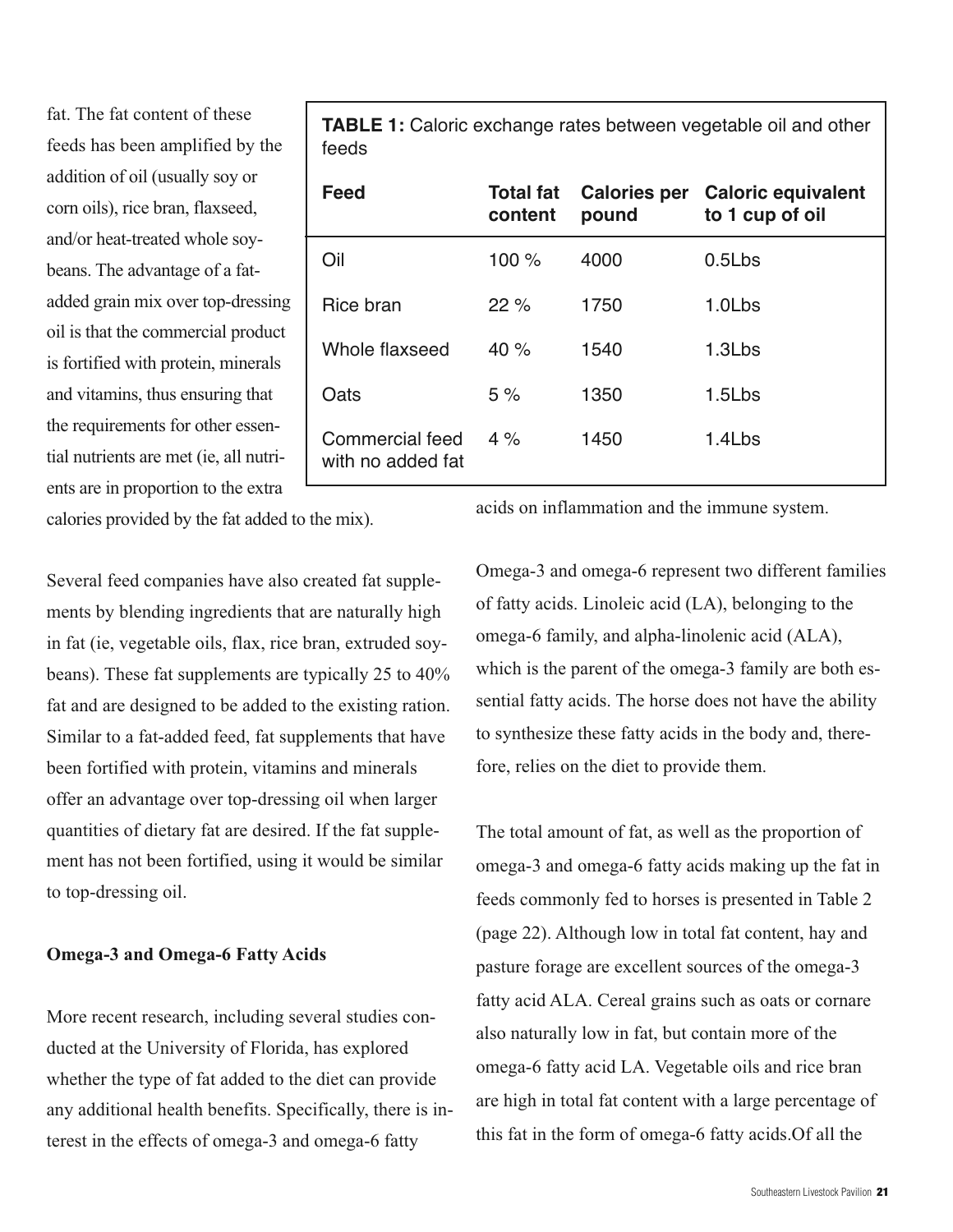fat. The fat content of these feeds has been amplified by the addition of oil (usually soy or corn oils), rice bran, flaxseed, and/or heat-treated whole soybeans. The advantage of a fat-added grain mix over top-dressing oil is that the commercial product is fortified with protein, minerals and vitamins, thus ensuring that the requirements for other essential nutrients are met (ie, all nutrients are in proportion to the extra calories provided by the fat added to the mix).

**TABLE 1:** Caloric exchange rates between vegetable oil and other feeds

| Feed | Total fat content | Calories per pound | Caloric equivalent to 1 cup of oil |
|---|---|---|---|
| Oil | 100 % | 4000 | 0.5Lbs |
| Rice bran | 22 % | 1750 | 1.0Lbs |
| Whole flaxseed | 40 % | 1540 | 1.3Lbs |
| Oats | 5 % | 1350 | 1.5Lbs |
| Commercial feed with no added fat | 4 % | 1450 | 1.4Lbs |

Several feed companies have also created fat supplements by blending ingredients that are naturally high in fat (ie, vegetable oils, flax, rice bran, extruded soybeans). These fat supplements are typically 25 to 40% fat and are designed to be added to the existing ration. Similar to a fat-added feed, fat supplements that have been fortified with protein, vitamins and minerals offer an advantage over top-dressing oil when larger quantities of dietary fat are desired. If the fat supplement has not been fortified, using it would be similar to top-dressing oil.

**Omega-3 and Omega-6 Fatty Acids**

More recent research, including several studies conducted at the University of Florida, has explored whether the type of fat added to the diet can provide any additional health benefits. Specifically, there is interest in the effects of omega-3 and omega-6 fatty acids on inflammation and the immune system.

Omega-3 and omega-6 represent two different families of fatty acids. Linoleic acid (LA), belonging to the omega-6 family, and alpha-linolenic acid (ALA), which is the parent of the omega-3 family are both essential fatty acids. The horse does not have the ability to synthesize these fatty acids in the body and, therefore, relies on the diet to provide them.

The total amount of fat, as well as the proportion of omega-3 and omega-6 fatty acids making up the fat in feeds commonly fed to horses is presented in Table 2 (page 22). Although low in total fat content, hay and pasture forage are excellent sources of the omega-3 fatty acid ALA. Cereal grains such as oats or cornare also naturally low in fat, but contain more of the omega-6 fatty acid LA. Vegetable oils and rice bran are high in total fat content with a large percentage of this fat in the form of omega-6 fatty acids.Of all the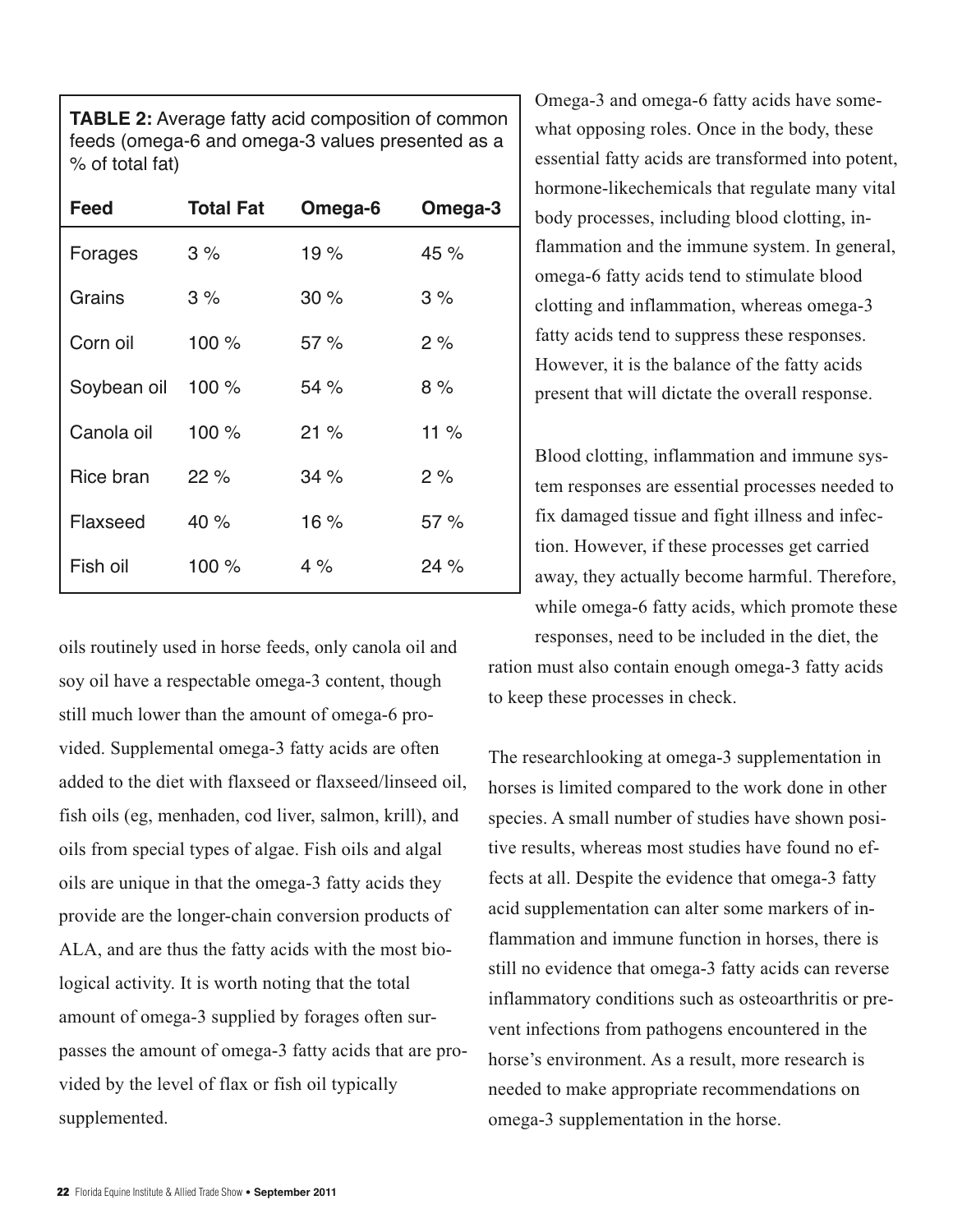**TABLE 2:** Average fatty acid composition of common feeds (omega-6 and omega-3 values presented as a % of total fat)

| Feed | Total Fat | Omega-6 | Omega-3 |
|---|---|---|---|
| Forages | 3 % | 19 % | 45 % |
| Grains | 3 % | 30 % | 3 % |
| Corn oil | 100 % | 57 % | 2 % |
| Soybean oil | 100 % | 54 % | 8 % |
| Canola oil | 100 % | 21 % | 11 % |
| Rice bran | 22 % | 34 % | 2 % |
| Flaxseed | 40 % | 16 % | 57 % |
| Fish oil | 100 % | 4 % | 24 % |

oils routinely used in horse feeds, only canola oil and soy oil have a respectable omega-3 content, though still much lower than the amount of omega-6 provided. Supplemental omega-3 fatty acids are often added to the diet with flaxseed or flaxseed/linseed oil, fish oils (eg, menhaden, cod liver, salmon, krill), and oils from special types of algae. Fish oils and algal oils are unique in that the omega-3 fatty acids they provide are the longer-chain conversion products of ALA, and are thus the fatty acids with the most biological activity. It is worth noting that the total amount of omega-3 supplied by forages often surpasses the amount of omega-3 fatty acids that are provided by the level of flax or fish oil typically supplemented.

Omega-3 and omega-6 fatty acids have somewhat opposing roles. Once in the body, these essential fatty acids are transformed into potent, hormone-likechemicals that regulate many vital body processes, including blood clotting, inflammation and the immune system. In general, omega-6 fatty acids tend to stimulate blood clotting and inflammation, whereas omega-3 fatty acids tend to suppress these responses. However, it is the balance of the fatty acids present that will dictate the overall response.

Blood clotting, inflammation and immune system responses are essential processes needed to fix damaged tissue and fight illness and infection. However, if these processes get carried away, they actually become harmful. Therefore, while omega-6 fatty acids, which promote these responses, need to be included in the diet, the ration must also contain enough omega-3 fatty acids to keep these processes in check.

The researchlooking at omega-3 supplementation in horses is limited compared to the work done in other species. A small number of studies have shown positive results, whereas most studies have found no effects at all. Despite the evidence that omega-3 fatty acid supplementation can alter some markers of inflammation and immune function in horses, there is still no evidence that omega-3 fatty acids can reverse inflammatory conditions such as osteoarthritis or prevent infections from pathogens encountered in the horse's environment. As a result, more research is needed to make appropriate recommendations on omega-3 supplementation in the horse.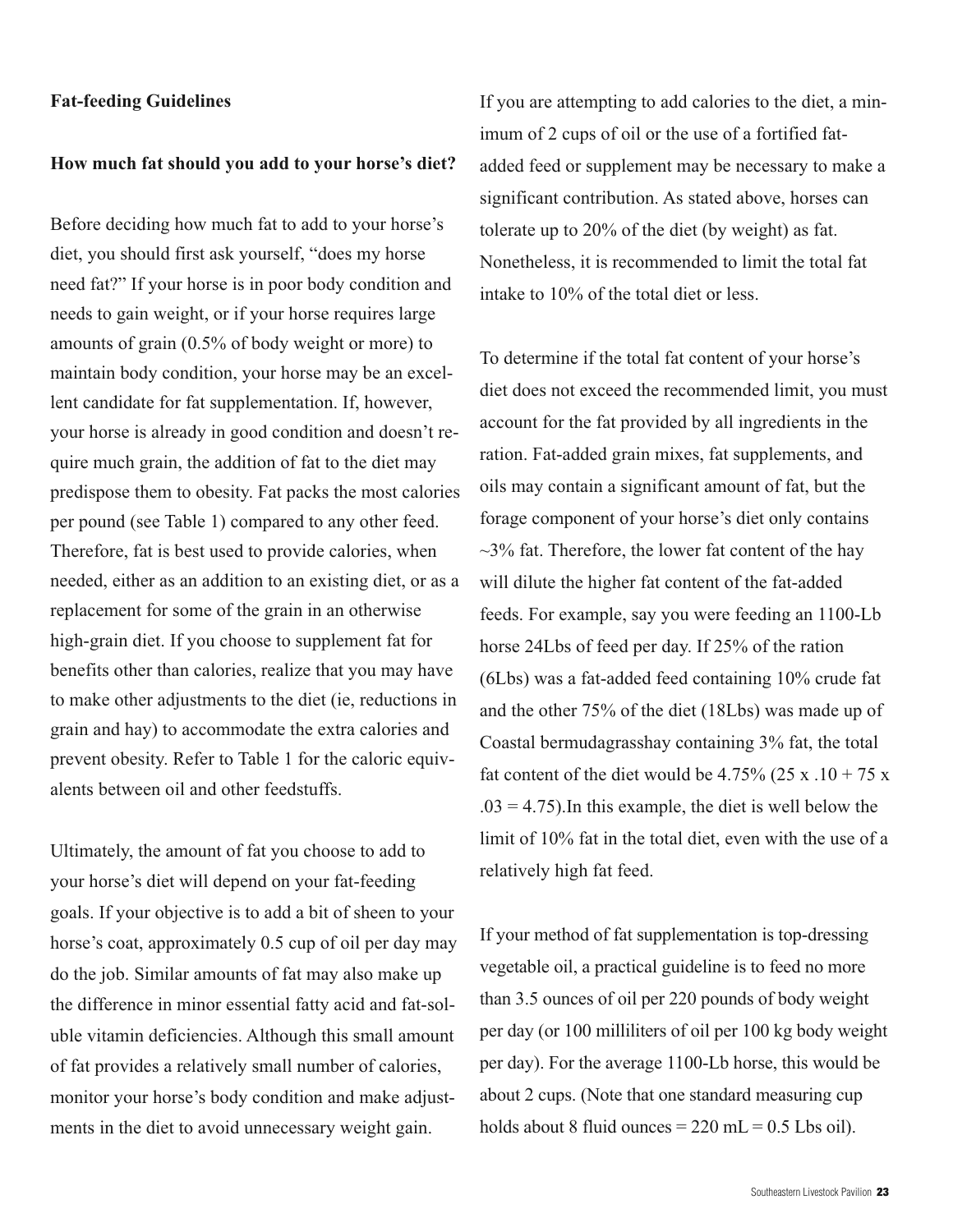**Fat-feeding Guidelines**

**How much fat should you add to your horse's diet?**

Before deciding how much fat to add to your horse's diet, you should first ask yourself, "does my horse need fat?" If your horse is in poor body condition and needs to gain weight, or if your horse requires large amounts of grain (0.5% of body weight or more) to maintain body condition, your horse may be an excellent candidate for fat supplementation. If, however, your horse is already in good condition and doesn't require much grain, the addition of fat to the diet may predispose them to obesity. Fat packs the most calories per pound (see Table 1) compared to any other feed. Therefore, fat is best used to provide calories, when needed, either as an addition to an existing diet, or as a replacement for some of the grain in an otherwise high-grain diet. If you choose to supplement fat for benefits other than calories, realize that you may have to make other adjustments to the diet (ie, reductions in grain and hay) to accommodate the extra calories and prevent obesity. Refer to Table 1 for the caloric equivalents between oil and other feedstuffs.

Ultimately, the amount of fat you choose to add to your horse's diet will depend on your fat-feeding goals. If your objective is to add a bit of sheen to your horse's coat, approximately 0.5 cup of oil per day may do the job. Similar amounts of fat may also make up the difference in minor essential fatty acid and fat-soluble vitamin deficiencies. Although this small amount of fat provides a relatively small number of calories, monitor your horse's body condition and make adjustments in the diet to avoid unnecessary weight gain.

If you are attempting to add calories to the diet, a minimum of 2 cups of oil or the use of a fortified fat-added feed or supplement may be necessary to make a significant contribution. As stated above, horses can tolerate up to 20% of the diet (by weight) as fat. Nonetheless, it is recommended to limit the total fat intake to 10% of the total diet or less.

To determine if the total fat content of your horse's diet does not exceed the recommended limit, you must account for the fat provided by all ingredients in the ration. Fat-added grain mixes, fat supplements, and oils may contain a significant amount of fat, but the forage component of your horse's diet only contains ~3% fat. Therefore, the lower fat content of the hay will dilute the higher fat content of the fat-added feeds. For example, say you were feeding an 1100-Lb horse 24Lbs of feed per day. If 25% of the ration (6Lbs) was a fat-added feed containing 10% crude fat and the other 75% of the diet (18Lbs) was made up of Coastal bermudagrasshay containing 3% fat, the total fat content of the diet would be 4.75% ($25 \times .10 + 75 \times .03 = 4.75$).In this example, the diet is well below the limit of 10% fat in the total diet, even with the use of a relatively high fat feed.

If your method of fat supplementation is top-dressing vegetable oil, a practical guideline is to feed no more than 3.5 ounces of oil per 220 pounds of body weight per day (or 100 milliliters of oil per 100 kg body weight per day). For the average 1100-Lb horse, this would be about 2 cups. (Note that one standard measuring cup holds about 8 fluid ounces = 220 mL = 0.5 Lbs oil).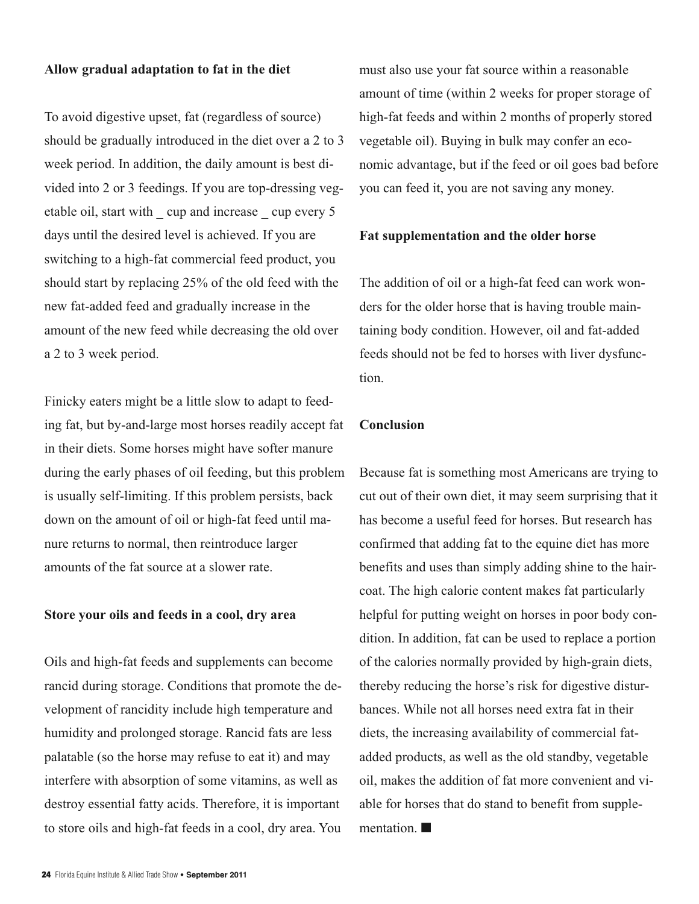**Allow gradual adaptation to fat in the diet**

To avoid digestive upset, fat (regardless of source) should be gradually introduced in the diet over a 2 to 3 week period. In addition, the daily amount is best divided into 2 or 3 feedings. If you are top-dressing vegetable oil, start with _ cup and increase _ cup every 5 days until the desired level is achieved. If you are switching to a high-fat commercial feed product, you should start by replacing 25% of the old feed with the new fat-added feed and gradually increase in the amount of the new feed while decreasing the old over a 2 to 3 week period.

Finicky eaters might be a little slow to adapt to feeding fat, but by-and-large most horses readily accept fat in their diets. Some horses might have softer manure during the early phases of oil feeding, but this problem is usually self-limiting. If this problem persists, back down on the amount of oil or high-fat feed until manure returns to normal, then reintroduce larger amounts of the fat source at a slower rate.

**Store your oils and feeds in a cool, dry area**

Oils and high-fat feeds and supplements can become rancid during storage. Conditions that promote the development of rancidity include high temperature and humidity and prolonged storage. Rancid fats are less palatable (so the horse may refuse to eat it) and may interfere with absorption of some vitamins, as well as destroy essential fatty acids. Therefore, it is important to store oils and high-fat feeds in a cool, dry area. You must also use your fat source within a reasonable amount of time (within 2 weeks for proper storage of high-fat feeds and within 2 months of properly stored vegetable oil). Buying in bulk may confer an economic advantage, but if the feed or oil goes bad before you can feed it, you are not saving any money.

**Fat supplementation and the older horse**

The addition of oil or a high-fat feed can work wonders for the older horse that is having trouble maintaining body condition. However, oil and fat-added feeds should not be fed to horses with liver dysfunction.

**Conclusion**

Because fat is something most Americans are trying to cut out of their own diet, it may seem surprising that it has become a useful feed for horses. But research has confirmed that adding fat to the equine diet has more benefits and uses than simply adding shine to the haircoat. The high calorie content makes fat particularly helpful for putting weight on horses in poor body condition. In addition, fat can be used to replace a portion of the calories normally provided by high-grain diets, thereby reducing the horse's risk for digestive disturbances. While not all horses need extra fat in their diets, the increasing availability of commercial fat-added products, as well as the old standby, vegetable oil, makes the addition of fat more convenient and viable for horses that do stand to benefit from supplementation. ■